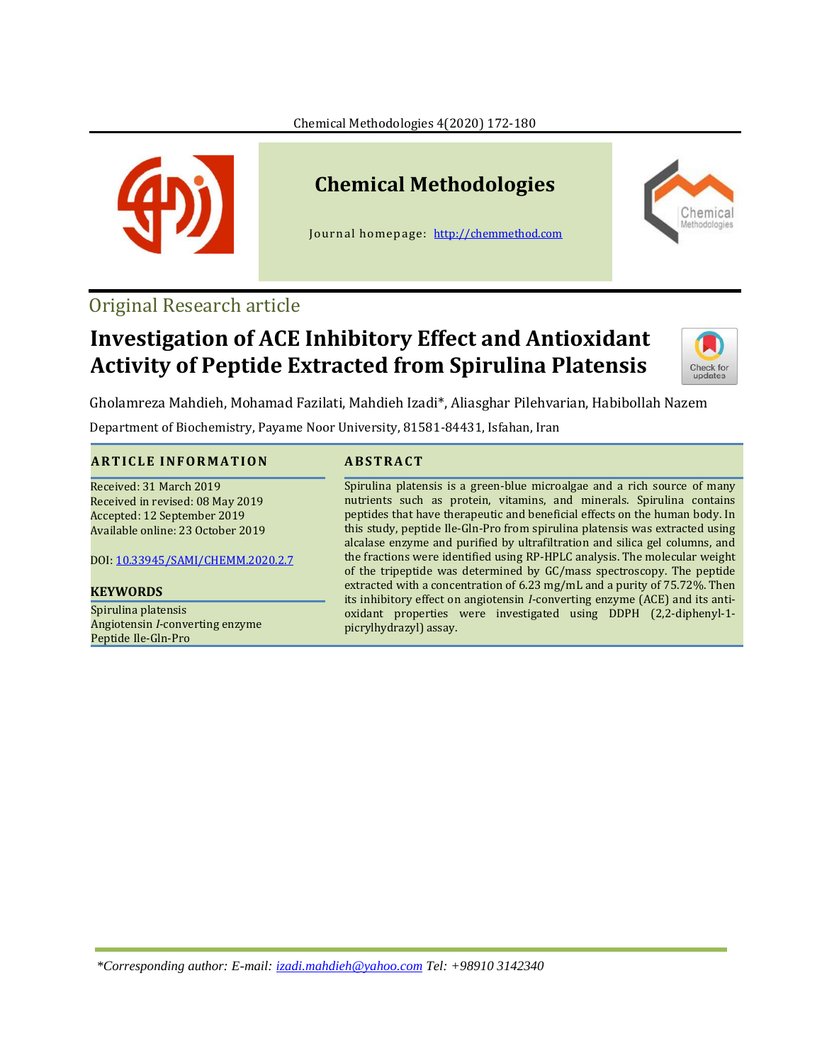# Chemical Methodologies

Journal homepage: http://chemmethod.com

Original Research article

## Investigation of ACE Inhibitory Effect and Antioxidant Activity of Peptide Extracted from Spirulina Platensis

Gholamreza Mahdieh, Mohamad Fazilati, Mahdieh Izadi*, Aliasghar Pilehvarian, Habibollah Nazem

Department of Biochemistry, Payame Noor University, 81581-84431, Isfahan, Iran

### ARTICLE INFORMATION

Received: 31 March 2019
Received in revised: 08 May 2019
Accepted: 12 September 2019
Available online: 23 October 2019

DOI: 10.33945/SAMI/CHEMM.2020.2.7

### KEYWORDS

Spirulina platensis
Angiotensin *I*-converting enzyme
Peptide Ile-Gln-Pro

### ABSTRACT

Spirulina platensis is a green-blue microalgae and a rich source of many nutrients such as protein, vitamins, and minerals. Spirulina contains peptides that have therapeutic and beneficial effects on the human body. In this study, peptide Ile-Gln-Pro from spirulina platensis was extracted using alcalase enzyme and purified by ultrafiltration and silica gel columns, and the fractions were identified using RP-HPLC analysis. The molecular weight of the tripeptide was determined by GC/mass spectroscopy. The peptide extracted with a concentration of 6.23 mg/mL and a purity of 75.72%. Then its inhibitory effect on angiotensin *I*-converting enzyme (ACE) and its anti-oxidant properties were investigated using DDPH (2,2-diphenyl-1-picrylhydrazyl) assay.

*Corresponding author: E-mail: izadi.mahdieh@yahoo.com Tel: +98910 3142340*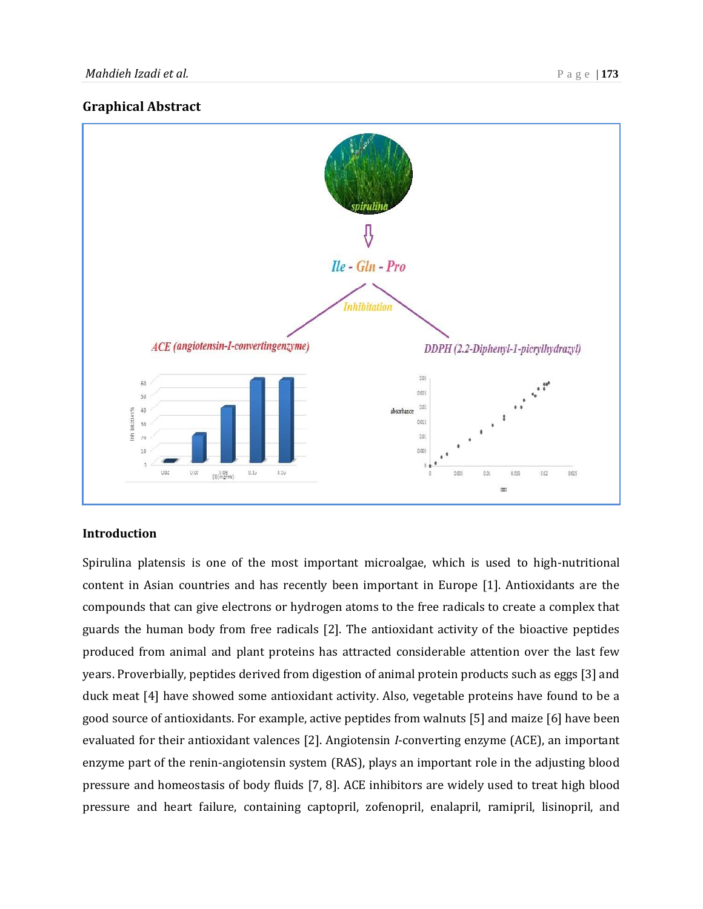## Graphical Abstract

## Introduction

Spirulina platensis is one of the most important microalgae, which is used to high-nutritional content in Asian countries and has recently been important in Europe [1]. Antioxidants are the compounds that can give electrons or hydrogen atoms to the free radicals to create a complex that guards the human body from free radicals [2]. The antioxidant activity of the bioactive peptides produced from animal and plant proteins has attracted considerable attention over the last few years. Proverbially, peptides derived from digestion of animal protein products such as eggs [3] and duck meat [4] have showed some antioxidant activity. Also, vegetable proteins have found to be a good source of antioxidants. For example, active peptides from walnuts [5] and maize [6] have been evaluated for their antioxidant valences [2]. Angiotensin *I*-converting enzyme (ACE), an important enzyme part of the renin-angiotensin system (RAS), plays an important role in the adjusting blood pressure and homeostasis of body fluids [7, 8]. ACE inhibitors are widely used to treat high blood pressure and heart failure, containing captopril, zofenopril, enalapril, ramipril, lisinopril, and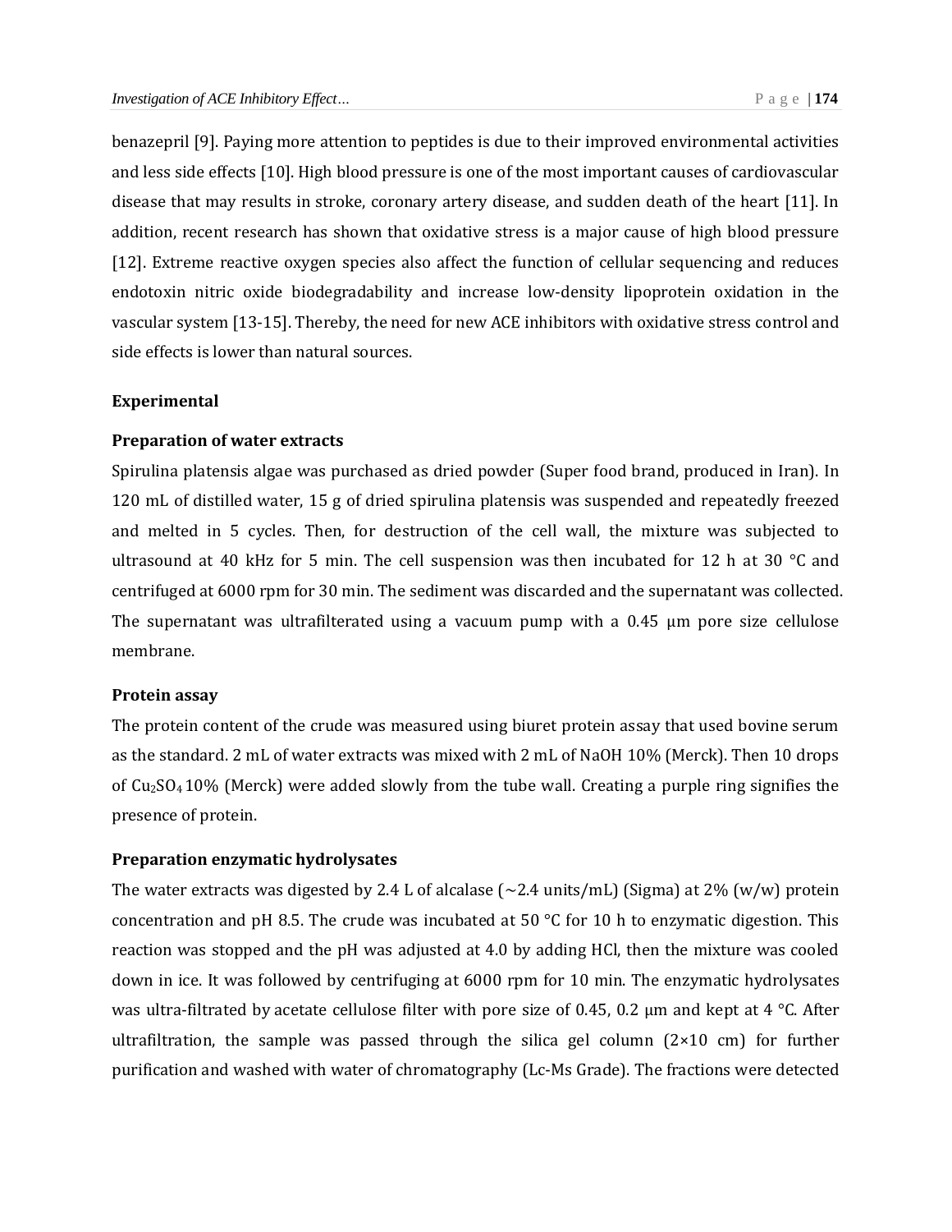benazepril [9]. Paying more attention to peptides is due to their improved environmental activities and less side effects [10]. High blood pressure is one of the most important causes of cardiovascular disease that may results in stroke, coronary artery disease, and sudden death of the heart [11]. In addition, recent research has shown that oxidative stress is a major cause of high blood pressure [12]. Extreme reactive oxygen species also affect the function of cellular sequencing and reduces endotoxin nitric oxide biodegradability and increase low-density lipoprotein oxidation in the vascular system [13-15]. Thereby, the need for new ACE inhibitors with oxidative stress control and side effects is lower than natural sources.

## Experimental

### Preparation of water extracts

Spirulina platensis algae was purchased as dried powder (Super food brand, produced in Iran). In 120 mL of distilled water, 15 g of dried spirulina platensis was suspended and repeatedly freezed and melted in 5 cycles. Then, for destruction of the cell wall, the mixture was subjected to ultrasound at 40 kHz for 5 min. The cell suspension was then incubated for 12 h at 30 °C and centrifuged at 6000 rpm for 30 min. The sediment was discarded and the supernatant was collected. The supernatant was ultrafilterated using a vacuum pump with a 0.45 μm pore size cellulose membrane.

### Protein assay

The protein content of the crude was measured using biuret protein assay that used bovine serum as the standard. 2 mL of water extracts was mixed with 2 mL of NaOH 10% (Merck). Then 10 drops of $Cu_2SO_4$ 10% (Merck) were added slowly from the tube wall. Creating a purple ring signifies the presence of protein.

### Preparation enzymatic hydrolysates

The water extracts was digested by 2.4 L of alcalase (~2.4 units/mL) (Sigma) at 2% (w/w) protein concentration and pH 8.5. The crude was incubated at 50 °C for 10 h to enzymatic digestion. This reaction was stopped and the pH was adjusted at 4.0 by adding HCl, then the mixture was cooled down in ice. It was followed by centrifuging at 6000 rpm for 10 min. The enzymatic hydrolysates was ultra-filtrated by acetate cellulose filter with pore size of 0.45, 0.2 μm and kept at 4 °C. After ultrafiltration, the sample was passed through the silica gel column (2×10 cm) for further purification and washed with water of chromatography (Lc-Ms Grade). The fractions were detected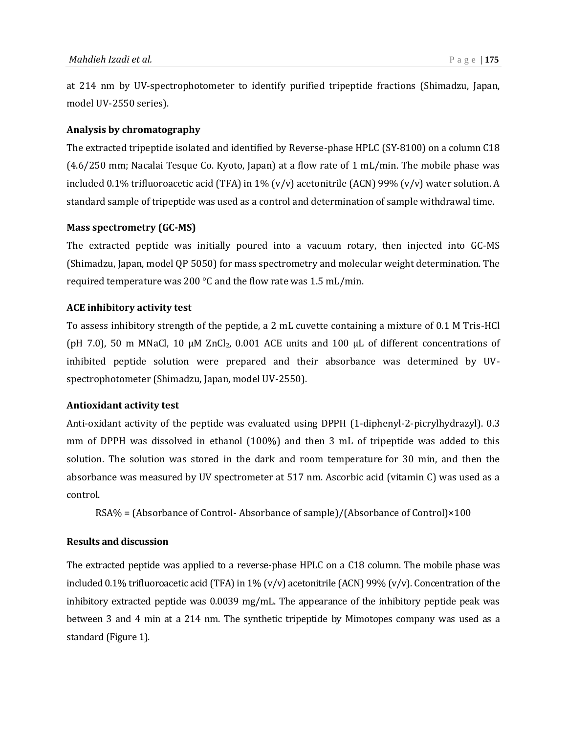at 214 nm by UV-spectrophotometer to identify purified tripeptide fractions (Shimadzu, Japan, model UV-2550 series).

### Analysis by chromatography

The extracted tripeptide isolated and identified by Reverse-phase HPLC (SY-8100) on a column C18 (4.6/250 mm; Nacalai Tesque Co. Kyoto, Japan) at a flow rate of 1 mL/min. The mobile phase was included 0.1% trifluoroacetic acid (TFA) in 1% (v/v) acetonitrile (ACN) 99% (v/v) water solution. A standard sample of tripeptide was used as a control and determination of sample withdrawal time.

### Mass spectrometry (GC-MS)

The extracted peptide was initially poured into a vacuum rotary, then injected into GC-MS (Shimadzu, Japan, model QP 5050) for mass spectrometry and molecular weight determination. The required temperature was 200 °C and the flow rate was 1.5 mL/min.

### ACE inhibitory activity test

To assess inhibitory strength of the peptide, a 2 mL cuvette containing a mixture of 0.1 M Tris-HCl (pH 7.0), 50 m MNaCl, 10 μM $ZnCl_2$, 0.001 ACE units and 100 μL of different concentrations of inhibited peptide solution were prepared and their absorbance was determined by UV-spectrophotometer (Shimadzu, Japan, model UV-2550).

### Antioxidant activity test

Anti-oxidant activity of the peptide was evaluated using DPPH (1-diphenyl-2-picrylhydrazyl). 0.3 mm of DPPH was dissolved in ethanol (100%) and then 3 mL of tripeptide was added to this solution. The solution was stored in the dark and room temperature for 30 min, and then the absorbance was measured by UV spectrometer at 517 nm. Ascorbic acid (vitamin C) was used as a control.

RSA% = (Absorbance of Control- Absorbance of sample)/(Absorbance of Control)×100

## Results and discussion

The extracted peptide was applied to a reverse-phase HPLC on a C18 column. The mobile phase was included 0.1% trifluoroacetic acid (TFA) in 1% (v/v) acetonitrile (ACN) 99% (v/v). Concentration of the inhibitory extracted peptide was 0.0039 mg/mL. The appearance of the inhibitory peptide peak was between 3 and 4 min at a 214 nm. The synthetic tripeptide by Mimotopes company was used as a standard (Figure 1).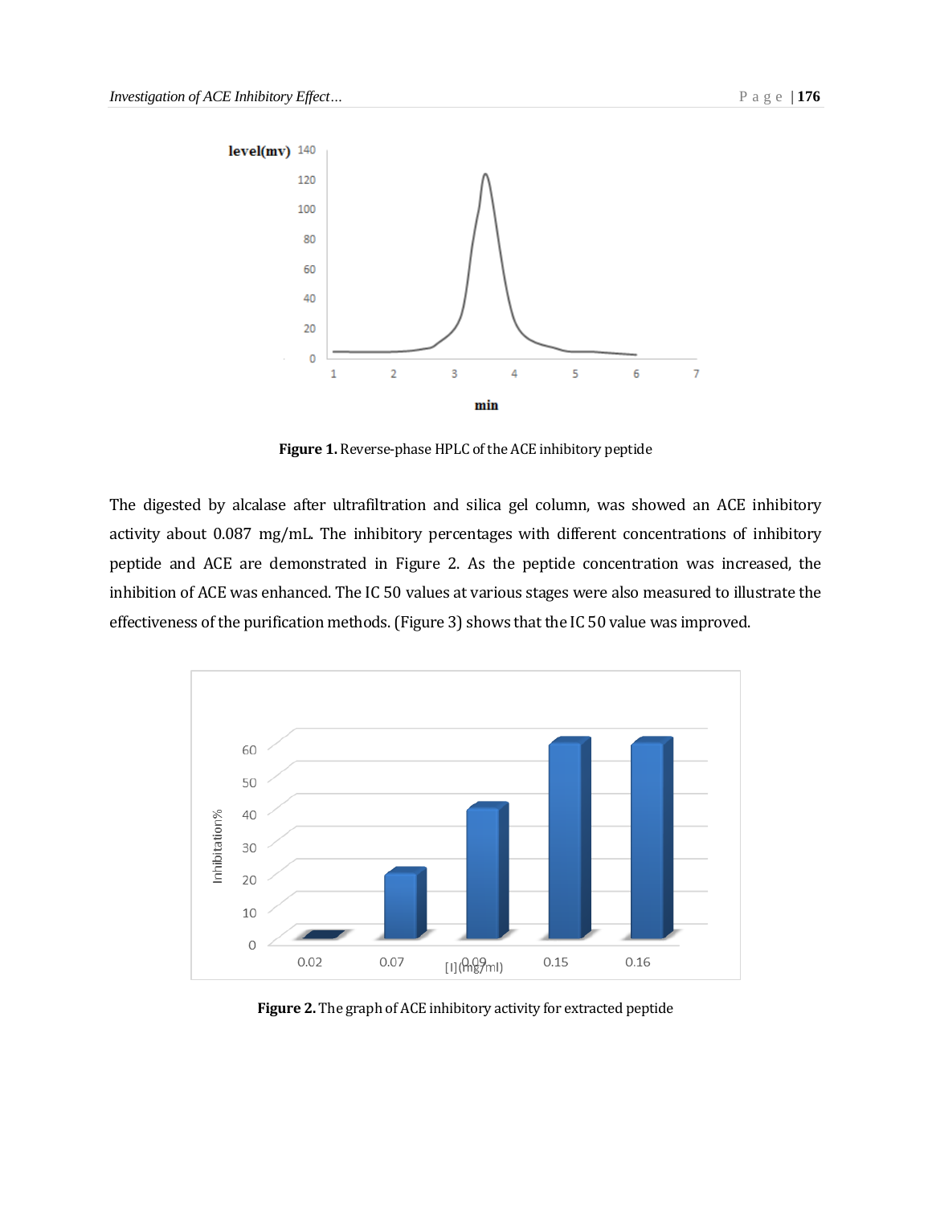**Figure 1.** Reverse-phase HPLC of the ACE inhibitory peptide

The digested by alcalase after ultrafiltration and silica gel column, was showed an ACE inhibitory activity about 0.087 mg/mL. The inhibitory percentages with different concentrations of inhibitory peptide and ACE are demonstrated in Figure 2. As the peptide concentration was increased, the inhibition of ACE was enhanced. The IC 50 values at various stages were also measured to illustrate the effectiveness of the purification methods. (Figure 3) shows that the IC 50 value was improved.

**Figure 2.** The graph of ACE inhibitory activity for extracted peptide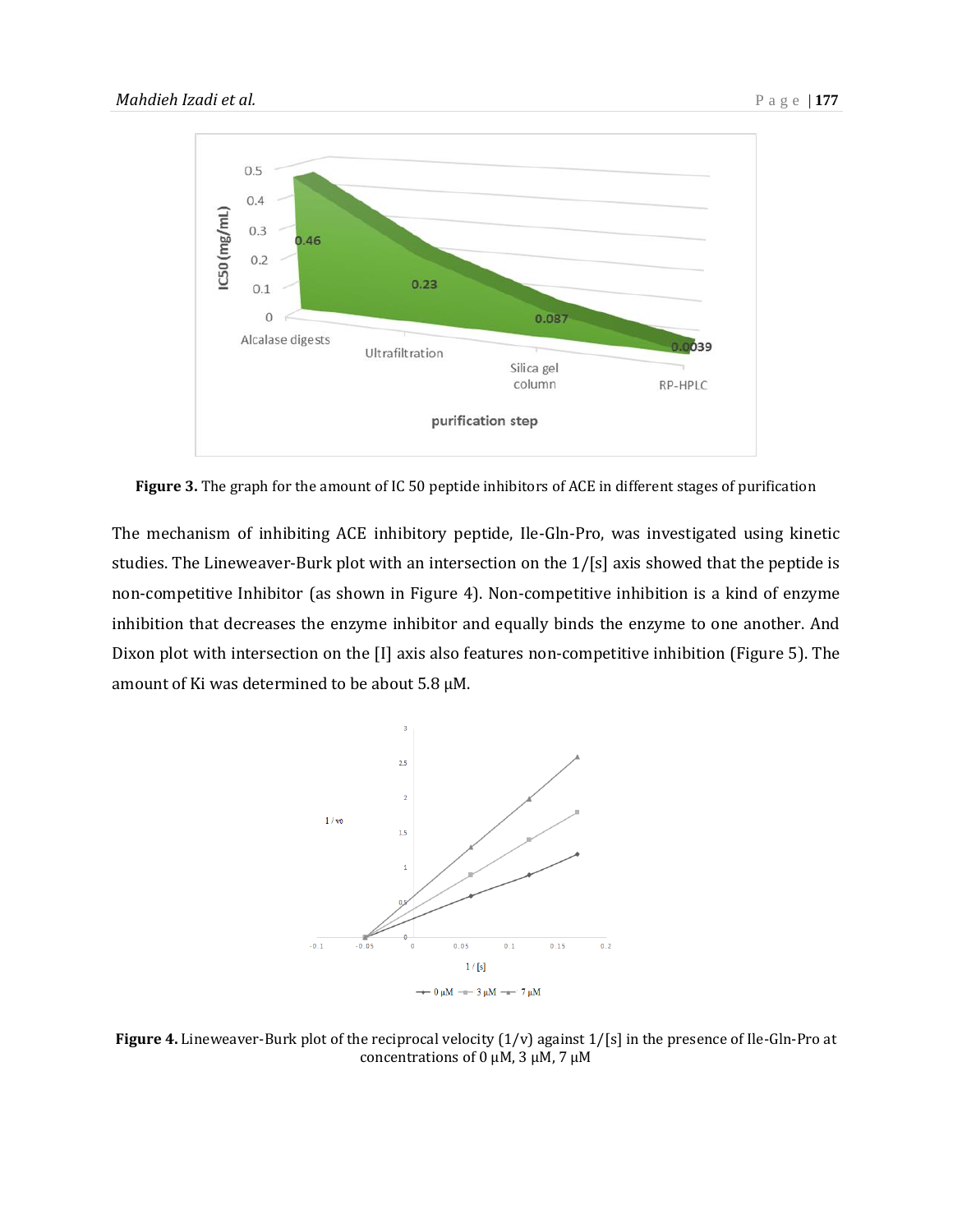**Figure 3.** The graph for the amount of IC 50 peptide inhibitors of ACE in different stages of purification

The mechanism of inhibiting ACE inhibitory peptide, Ile-Gln-Pro, was investigated using kinetic studies. The Lineweaver-Burk plot with an intersection on the 1/[s] axis showed that the peptide is non-competitive Inhibitor (as shown in Figure 4). Non-competitive inhibition is a kind of enzyme inhibition that decreases the enzyme inhibitor and equally binds the enzyme to one another. And Dixon plot with intersection on the [I] axis also features non-competitive inhibition (Figure 5). The amount of Ki was determined to be about 5.8 μM.

**Figure 4.** Lineweaver-Burk plot of the reciprocal velocity (1/v) against 1/[s] in the presence of Ile-Gln-Pro at concentrations of 0 μM, 3 μM, 7 μM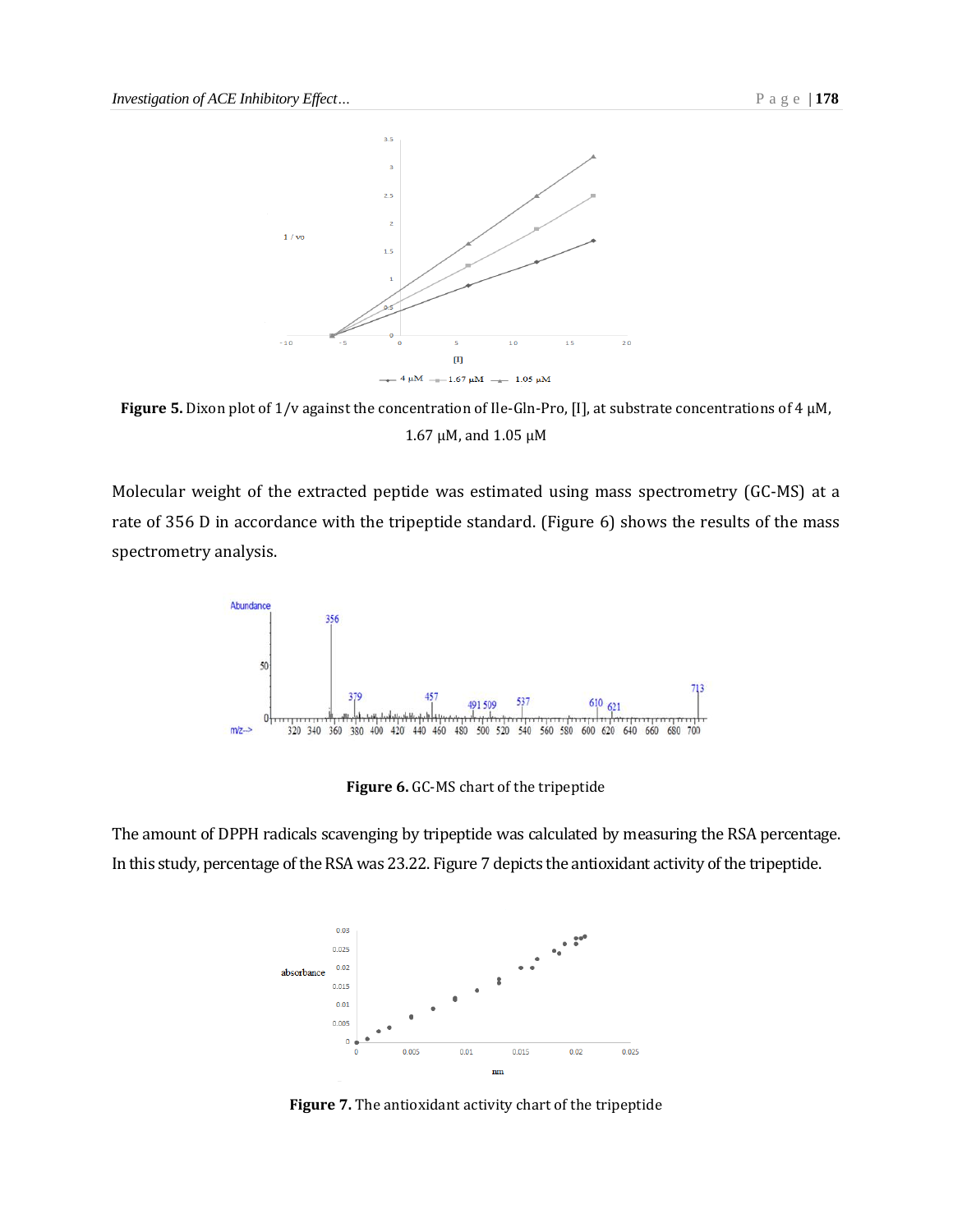**Figure 5.** Dixon plot of 1/v against the concentration of Ile-Gln-Pro, [I], at substrate concentrations of 4 μM, 1.67 μM, and 1.05 μM

Molecular weight of the extracted peptide was estimated using mass spectrometry (GC-MS) at a rate of 356 D in accordance with the tripeptide standard. (Figure 6) shows the results of the mass spectrometry analysis.

**Figure 6.** GC-MS chart of the tripeptide

The amount of DPPH radicals scavenging by tripeptide was calculated by measuring the RSA percentage. In this study, percentage of the RSA was 23.22. Figure 7 depicts the antioxidant activity of the tripeptide.

**Figure 7.** The antioxidant activity chart of the tripeptide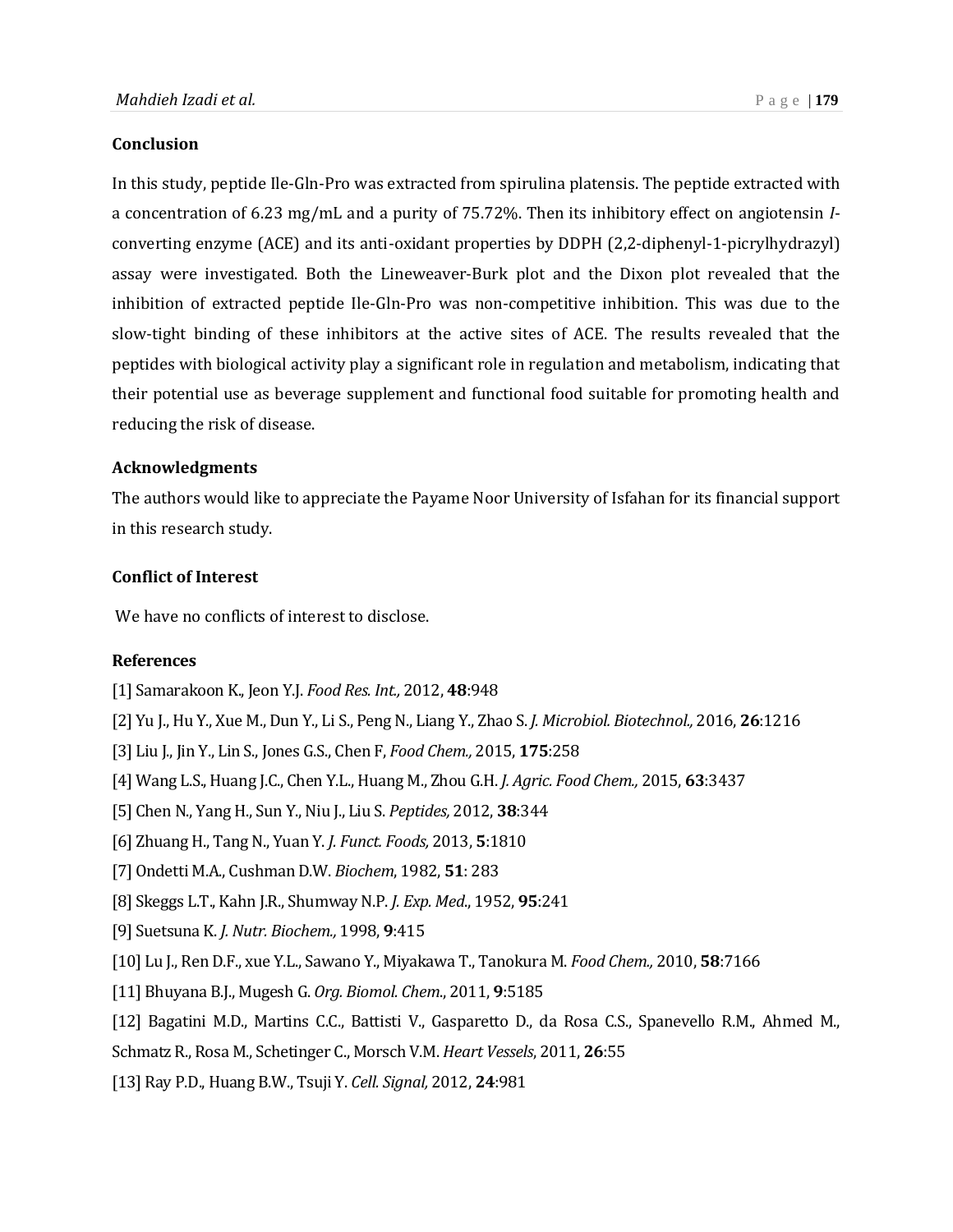## Conclusion

In this study, peptide Ile-Gln-Pro was extracted from spirulina platensis. The peptide extracted with a concentration of 6.23 mg/mL and a purity of 75.72%. Then its inhibitory effect on angiotensin *I*-converting enzyme (ACE) and its anti-oxidant properties by DDPH (2,2-diphenyl-1-picrylhydrazyl) assay were investigated. Both the Lineweaver-Burk plot and the Dixon plot revealed that the inhibition of extracted peptide Ile-Gln-Pro was non-competitive inhibition. This was due to the slow-tight binding of these inhibitors at the active sites of ACE. The results revealed that the peptides with biological activity play a significant role in regulation and metabolism, indicating that their potential use as beverage supplement and functional food suitable for promoting health and reducing the risk of disease.

## Acknowledgments

The authors would like to appreciate the Payame Noor University of Isfahan for its financial support in this research study.

## Conflict of Interest

We have no conflicts of interest to disclose.

## References

[1] Samarakoon K., Jeon Y.J. *Food Res. Int.,* 2012, **48**:948

[2] Yu J., Hu Y., Xue M., Dun Y., Li S., Peng N., Liang Y., Zhao S. *J. Microbiol. Biotechnol.,* 2016, **26**:1216

[3] Liu J., Jin Y., Lin S., Jones G.S., Chen F, *Food Chem.,* 2015, **175**:258

[4] Wang L.S., Huang J.C., Chen Y.L., Huang M., Zhou G.H. *J. Agric. Food Chem.,* 2015, **63**:3437

[5] Chen N., Yang H., Sun Y., Niu J., Liu S. *Peptides,* 2012, **38**:344

[6] Zhuang H., Tang N., Yuan Y. *J. Funct. Foods,* 2013, **5**:1810

[7] Ondetti M.A., Cushman D.W. *Biochem*, 1982, **51**: 283

[8] Skeggs L.T., Kahn J.R., Shumway N.P. *J. Exp. Med*., 1952, **95**:241

[9] Suetsuna K. *J. Nutr. Biochem.,* 1998, **9**:415

[10] Lu J., Ren D.F., xue Y.L., Sawano Y., Miyakawa T., Tanokura M. *Food Chem.,* 2010, **58**:7166

[11] Bhuyana B.J., Mugesh G. *Org. Biomol. Chem*., 2011, **9**:5185

[12] Bagatini M.D., Martins C.C., Battisti V., Gasparetto D., da Rosa C.S., Spanevello R.M., Ahmed M., Schmatz R., Rosa M., Schetinger C., Morsch V.M. *Heart Vessels*, 2011, **26**:55

[13] Ray P.D., Huang B.W., Tsuji Y. *Cell. Signal,* 2012, **24**:981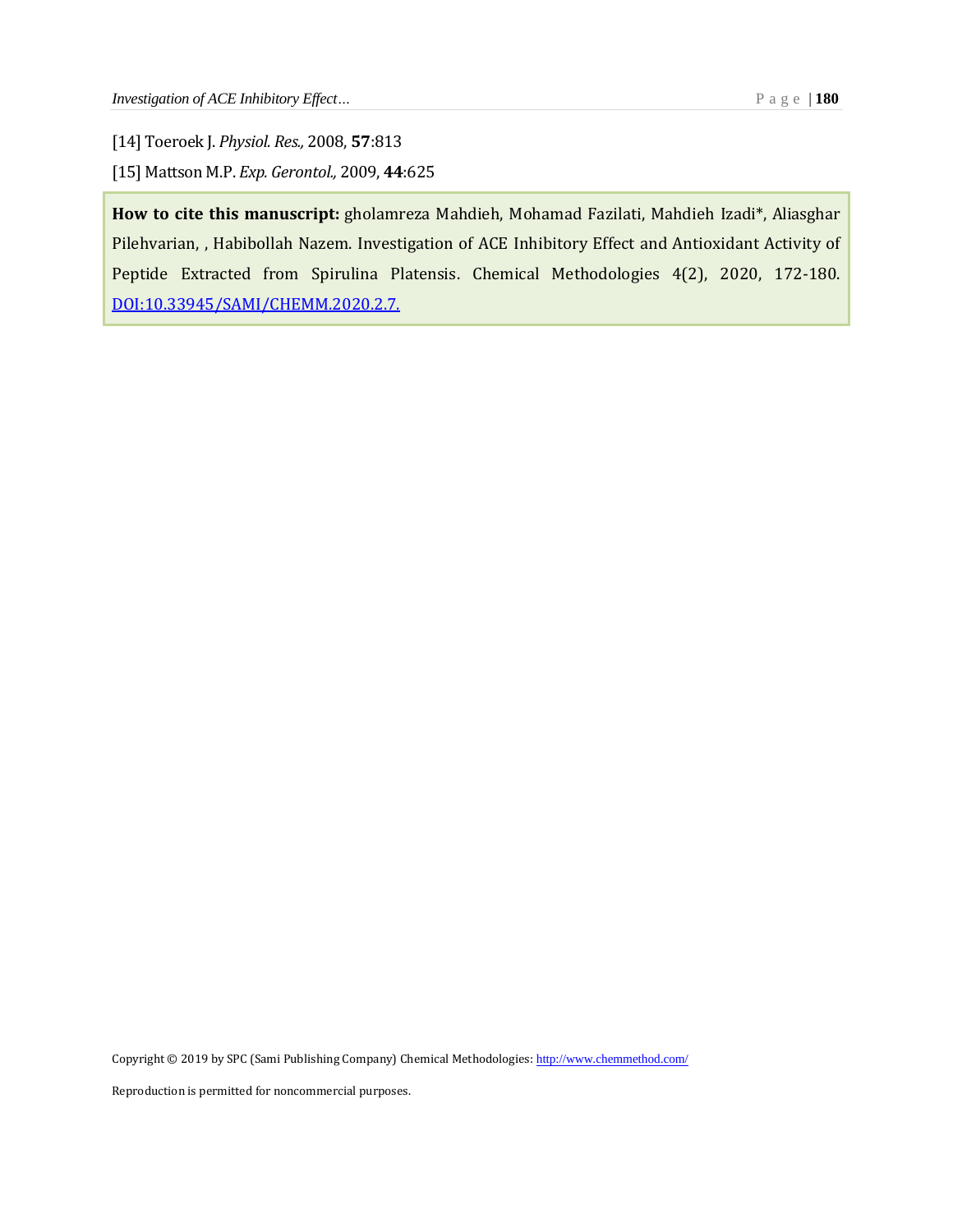[14] Toeroek J. *Physiol. Res.,* 2008, **57**:813

[15] Mattson M.P. *Exp. Gerontol.,* 2009, **44**:625

**How to cite this manuscript:** gholamreza Mahdieh, Mohamad Fazilati, Mahdieh Izadi*, Aliasghar Pilehvarian, , Habibollah Nazem. Investigation of ACE Inhibitory Effect and Antioxidant Activity of Peptide Extracted from Spirulina Platensis. Chemical Methodologies 4(2), 2020, 172-180. DOI:10.33945/SAMI/CHEMM.2020.2.7.

Copyright © 2019 by SPC (Sami Publishing Company) Chemical Methodologies: http://www.chemmethod.com/

Reproduction is permitted for noncommercial purposes.